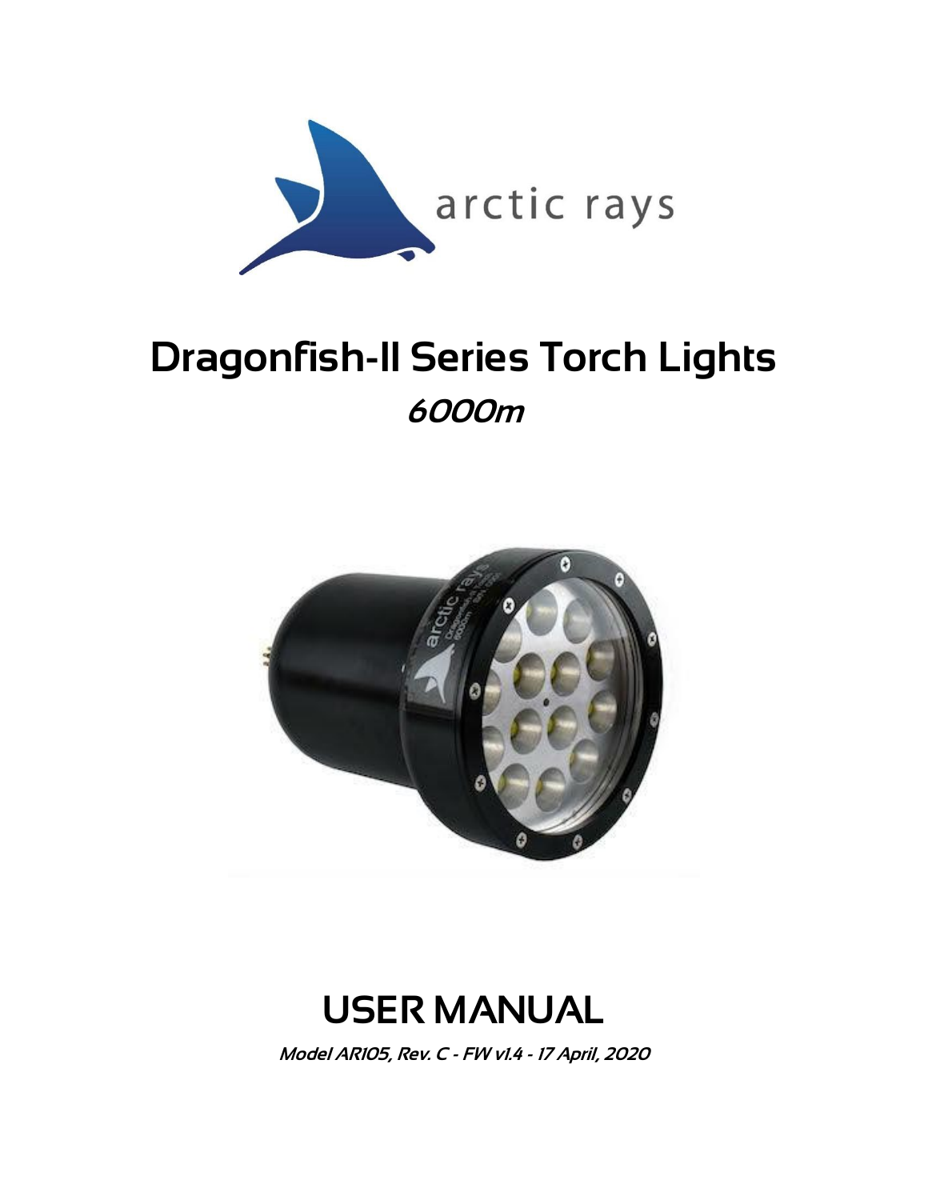arctic rays

# Dragonfish-II Series Torch Lights

*6000m*

# USER MANUAL

***Model AR105, Rev. C - FW v1.4 - 17 April, 2020***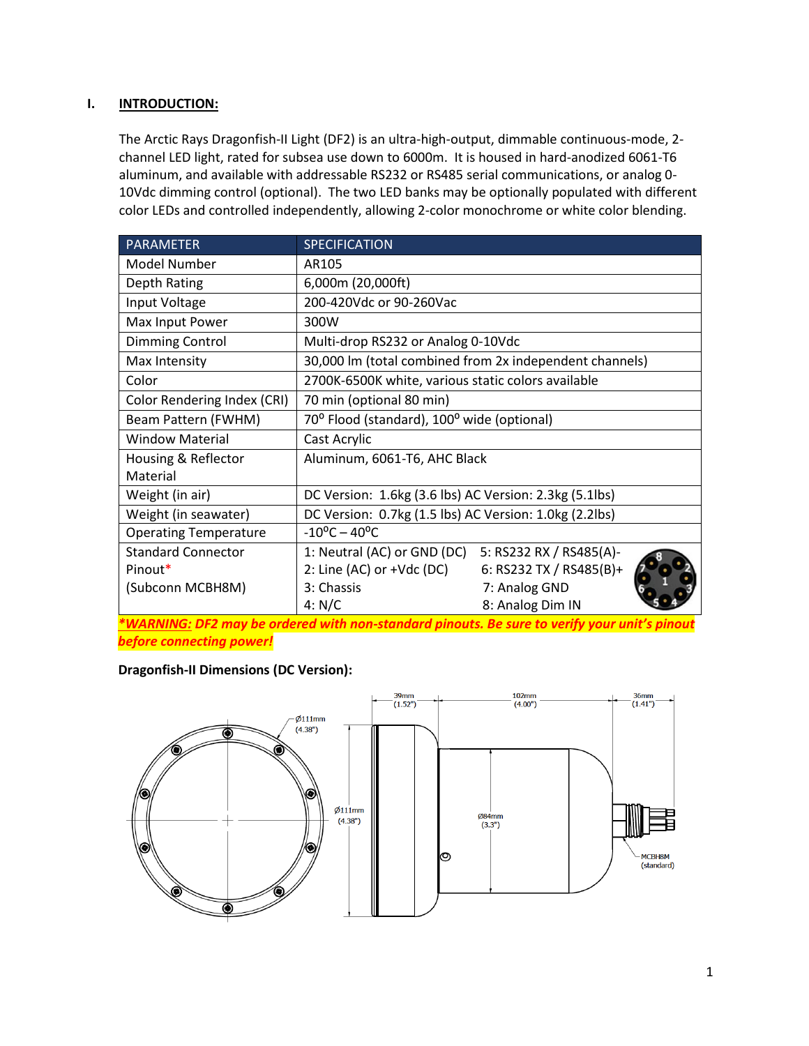## I. INTRODUCTION:

The Arctic Rays Dragonfish-II Light (DF2) is an ultra-high-output, dimmable continuous-mode, 2-channel LED light, rated for subsea use down to 6000m. It is housed in hard-anodized 6061-T6 aluminum, and available with addressable RS232 or RS485 serial communications, or analog 0-10Vdc dimming control (optional). The two LED banks may be optionally populated with different color LEDs and controlled independently, allowing 2-color monochrome or white color blending.

| PARAMETER | SPECIFICATION |
|---|---|
| Model Number | AR105 |
| Depth Rating | 6,000m (20,000ft) |
| Input Voltage | 200-420Vdc or 90-260Vac |
| Max Input Power | 300W |
| Dimming Control | Multi-drop RS232 or Analog 0-10Vdc |
| Max Intensity | 30,000 lm (total combined from 2x independent channels) |
| Color | 2700K-6500K white, various static colors available |
| Color Rendering Index (CRI) | 70 min (optional 80 min) |
| Beam Pattern (FWHM) | 70° Flood (standard), 100° wide (optional) |
| Window Material | Cast Acrylic |
| Housing & Reflector Material | Aluminum, 6061-T6, AHC Black |
| Weight (in air) | DC Version: 1.6kg (3.6 lbs) AC Version: 2.3kg (5.1lbs) |
| Weight (in seawater) | DC Version: 0.7kg (1.5 lbs) AC Version: 1.0kg (2.2lbs) |
| Operating Temperature | -10°C – 40°C |
| Standard Connector Pinout* (Subconn MCBH8M) | 1: Neutral (AC) or GND (DC)<br>2: Line (AC) or +Vdc (DC)<br>3: Chassis<br>4: N/C<br>5: RS232 RX / RS485(A)-<br>6: RS232 TX / RS485(B)+<br>7: Analog GND<br>8: Analog Dim IN |

***WARNING:** DF2 may be ordered with non-standard pinouts. Be sure to verify your unit's pinout before connecting power!*

**Dragonfish-II Dimensions (DC Version):**

Ø111mm (4.38")

Ø111mm (4.38")

39mm (1.52")

102mm (4.00")

36mm (1.41")

Ø84mm (3.3")

MCBH8M (standard)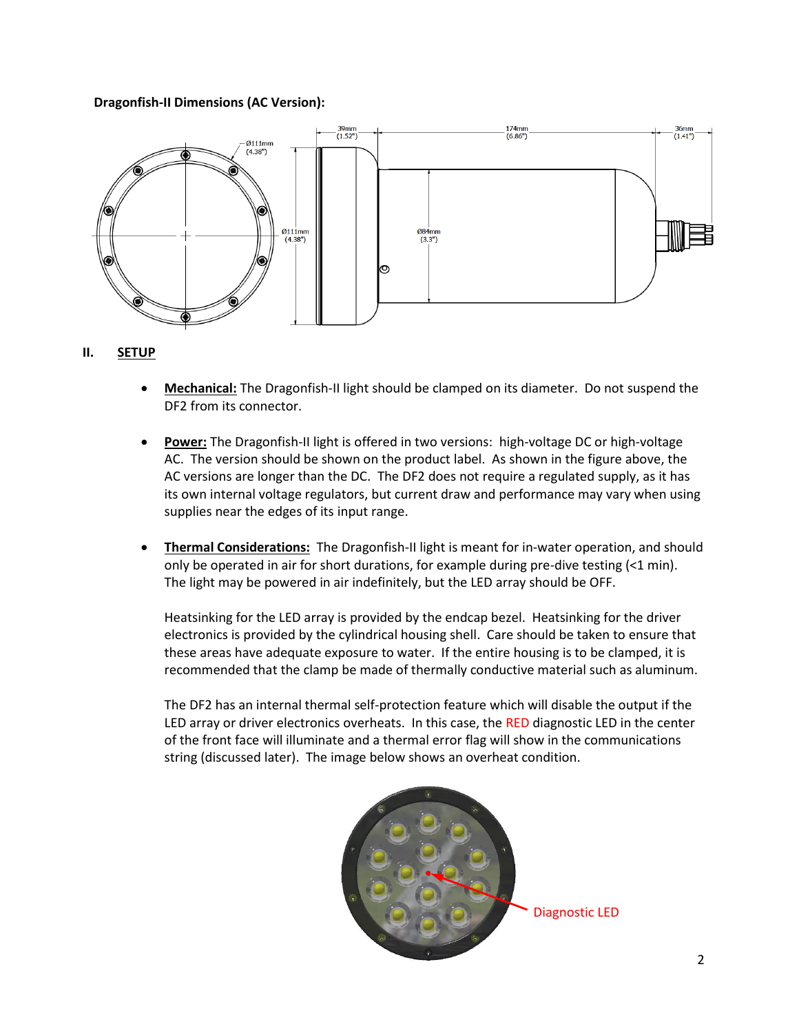**Dragonfish-II Dimensions (AC Version):**

## II. SETUP

- **Mechanical:** The Dragonfish-II light should be clamped on its diameter. Do not suspend the DF2 from its connector.

- **Power:** The Dragonfish-II light is offered in two versions: high-voltage DC or high-voltage AC. The version should be shown on the product label. As shown in the figure above, the AC versions are longer than the DC. The DF2 does not require a regulated supply, as it has its own internal voltage regulators, but current draw and performance may vary when using supplies near the edges of its input range.

- **Thermal Considerations:** The Dragonfish-II light is meant for in-water operation, and should only be operated in air for short durations, for example during pre-dive testing (<1 min). The light may be powered in air indefinitely, but the LED array should be OFF.

  Heatsinking for the LED array is provided by the endcap bezel. Heatsinking for the driver electronics is provided by the cylindrical housing shell. Care should be taken to ensure that these areas have adequate exposure to water. If the entire housing is to be clamped, it is recommended that the clamp be made of thermally conductive material such as aluminum.

  The DF2 has an internal thermal self-protection feature which will disable the output if the LED array or driver electronics overheats. In this case, the RED diagnostic LED in the center of the front face will illuminate and a thermal error flag will show in the communications string (discussed later). The image below shows an overheat condition.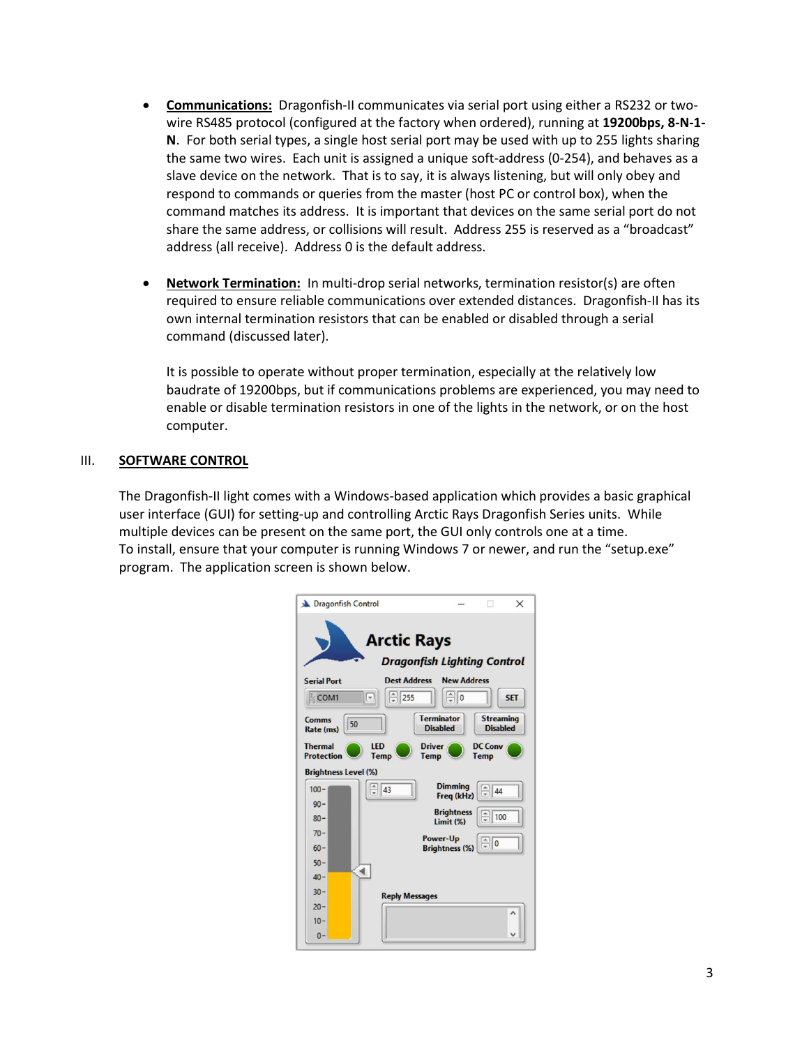- **Communications:** Dragonfish-II communicates via serial port using either a RS232 or two-wire RS485 protocol (configured at the factory when ordered), running at **19200bps, 8-N-1-N**. For both serial types, a single host serial port may be used with up to 255 lights sharing the same two wires. Each unit is assigned a unique soft-address (0-254), and behaves as a slave device on the network. That is to say, it is always listening, but will only obey and respond to commands or queries from the master (host PC or control box), when the command matches its address. It is important that devices on the same serial port do not share the same address, or collisions will result. Address 255 is reserved as a "broadcast" address (all receive). Address 0 is the default address.

- **Network Termination:** In multi-drop serial networks, termination resistor(s) are often required to ensure reliable communications over extended distances. Dragonfish-II has its own internal termination resistors that can be enabled or disabled through a serial command (discussed later).

  It is possible to operate without proper termination, especially at the relatively low baudrate of 19200bps, but if communications problems are experienced, you may need to enable or disable termination resistors in one of the lights in the network, or on the host computer.

## III. SOFTWARE CONTROL

The Dragonfish-II light comes with a Windows-based application which provides a basic graphical user interface (GUI) for setting-up and controlling Arctic Rays Dragonfish Series units. While multiple devices can be present on the same port, the GUI only controls one at a time.
To install, ensure that your computer is running Windows 7 or newer, and run the "setup.exe" program. The application screen is shown below.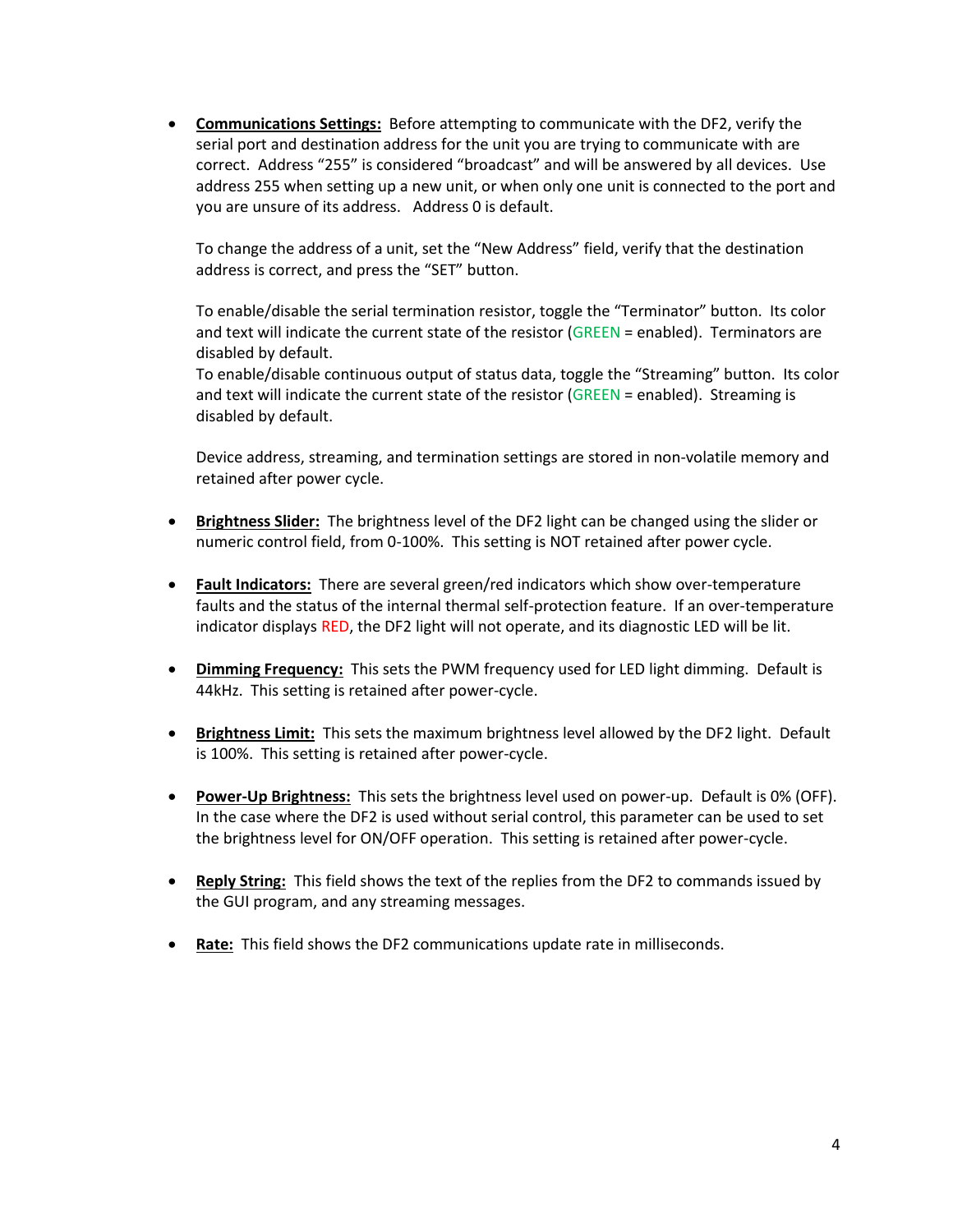- **Communications Settings:** Before attempting to communicate with the DF2, verify the serial port and destination address for the unit you are trying to communicate with are correct. Address "255" is considered "broadcast" and will be answered by all devices. Use address 255 when setting up a new unit, or when only one unit is connected to the port and you are unsure of its address. Address 0 is default.

  To change the address of a unit, set the "New Address" field, verify that the destination address is correct, and press the "SET" button.

  To enable/disable the serial termination resistor, toggle the "Terminator" button. Its color and text will indicate the current state of the resistor (GREEN = enabled). Terminators are disabled by default.
  To enable/disable continuous output of status data, toggle the "Streaming" button. Its color and text will indicate the current state of the resistor (GREEN = enabled). Streaming is disabled by default.

  Device address, streaming, and termination settings are stored in non-volatile memory and retained after power cycle.

- **Brightness Slider:** The brightness level of the DF2 light can be changed using the slider or numeric control field, from 0-100%. This setting is NOT retained after power cycle.

- **Fault Indicators:** There are several green/red indicators which show over-temperature faults and the status of the internal thermal self-protection feature. If an over-temperature indicator displays RED, the DF2 light will not operate, and its diagnostic LED will be lit.

- **Dimming Frequency:** This sets the PWM frequency used for LED light dimming. Default is 44kHz. This setting is retained after power-cycle.

- **Brightness Limit:** This sets the maximum brightness level allowed by the DF2 light. Default is 100%. This setting is retained after power-cycle.

- **Power-Up Brightness:** This sets the brightness level used on power-up. Default is 0% (OFF). In the case where the DF2 is used without serial control, this parameter can be used to set the brightness level for ON/OFF operation. This setting is retained after power-cycle.

- **Reply String:** This field shows the text of the replies from the DF2 to commands issued by the GUI program, and any streaming messages.

- **Rate:** This field shows the DF2 communications update rate in milliseconds.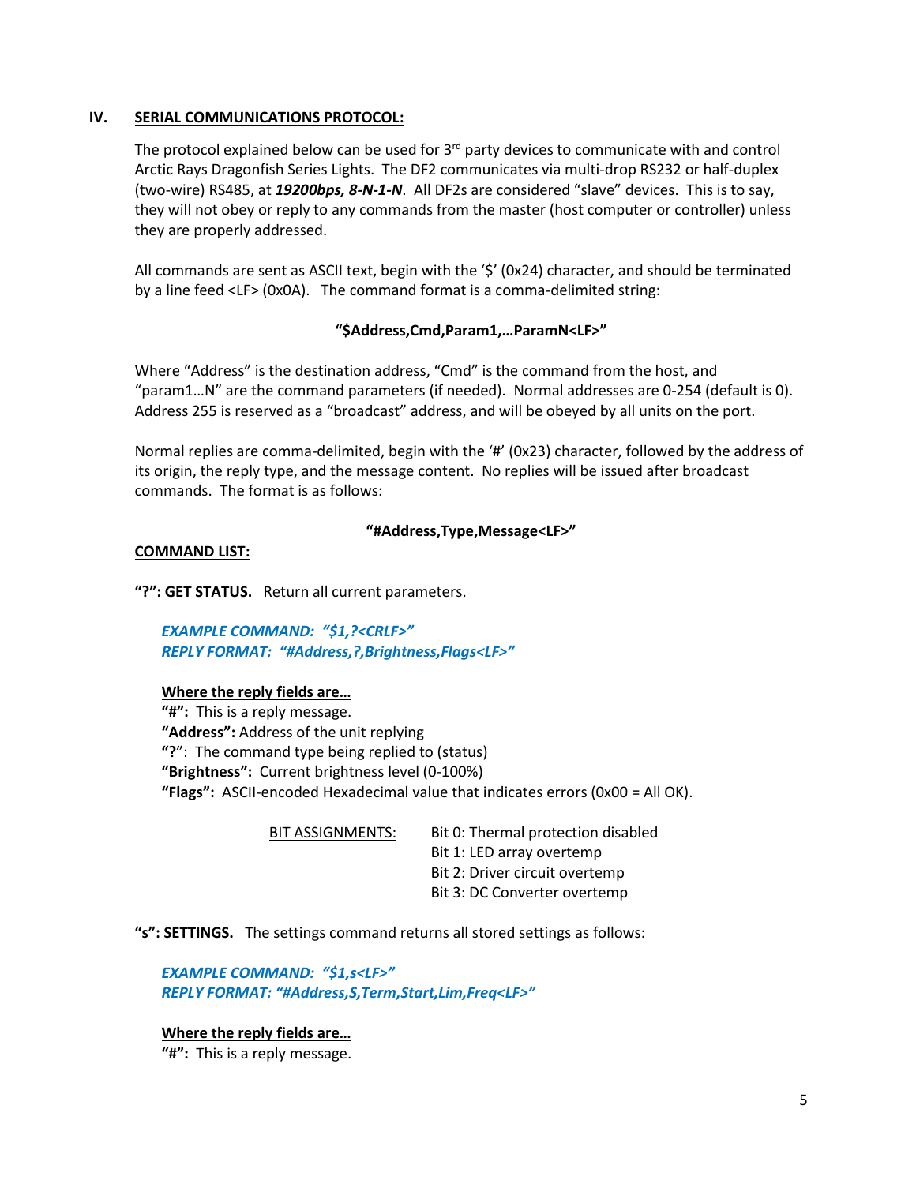## IV. **SERIAL COMMUNICATIONS PROTOCOL:**

The protocol explained below can be used for 3rd party devices to communicate with and control Arctic Rays Dragonfish Series Lights. The DF2 communicates via multi-drop RS232 or half-duplex (two-wire) RS485, at ***19200bps, 8-N-1-N***. All DF2s are considered "slave" devices. This is to say, they will not obey or reply to any commands from the master (host computer or controller) unless they are properly addressed.

All commands are sent as ASCII text, begin with the '$' (0x24) character, and should be terminated by a line feed <LF> (0x0A). The command format is a comma-delimited string:

**"$Address,Cmd,Param1,…ParamN<LF>"**

Where "Address" is the destination address, "Cmd" is the command from the host, and "param1…N" are the command parameters (if needed). Normal addresses are 0-254 (default is 0). Address 255 is reserved as a "broadcast" address, and will be obeyed by all units on the port.

Normal replies are comma-delimited, begin with the '#' (0x23) character, followed by the address of its origin, the reply type, and the message content. No replies will be issued after broadcast commands. The format is as follows:

**"#Address,Type,Message<LF>"**

**COMMAND LIST:**

**"?": GET STATUS.** Return all current parameters.

***EXAMPLE COMMAND: "$1,?<CRLF>"***
***REPLY FORMAT: "#Address,?,Brightness,Flags<LF>"***

**Where the reply fields are…**
**"#":** This is a reply message.
**"Address":** Address of the unit replying
**"?"**: The command type being replied to (status)
**"Brightness":** Current brightness level (0-100%)
**"Flags":** ASCII-encoded Hexadecimal value that indicates errors (0x00 = All OK).

BIT ASSIGNMENTS:
- Bit 0: Thermal protection disabled
- Bit 1: LED array overtemp
- Bit 2: Driver circuit overtemp
- Bit 3: DC Converter overtemp

**"s": SETTINGS.** The settings command returns all stored settings as follows:

***EXAMPLE COMMAND: "$1,s<LF>"***
***REPLY FORMAT: "#Address,S,Term,Start,Lim,Freq<LF>"***

**Where the reply fields are…**
**"#":** This is a reply message.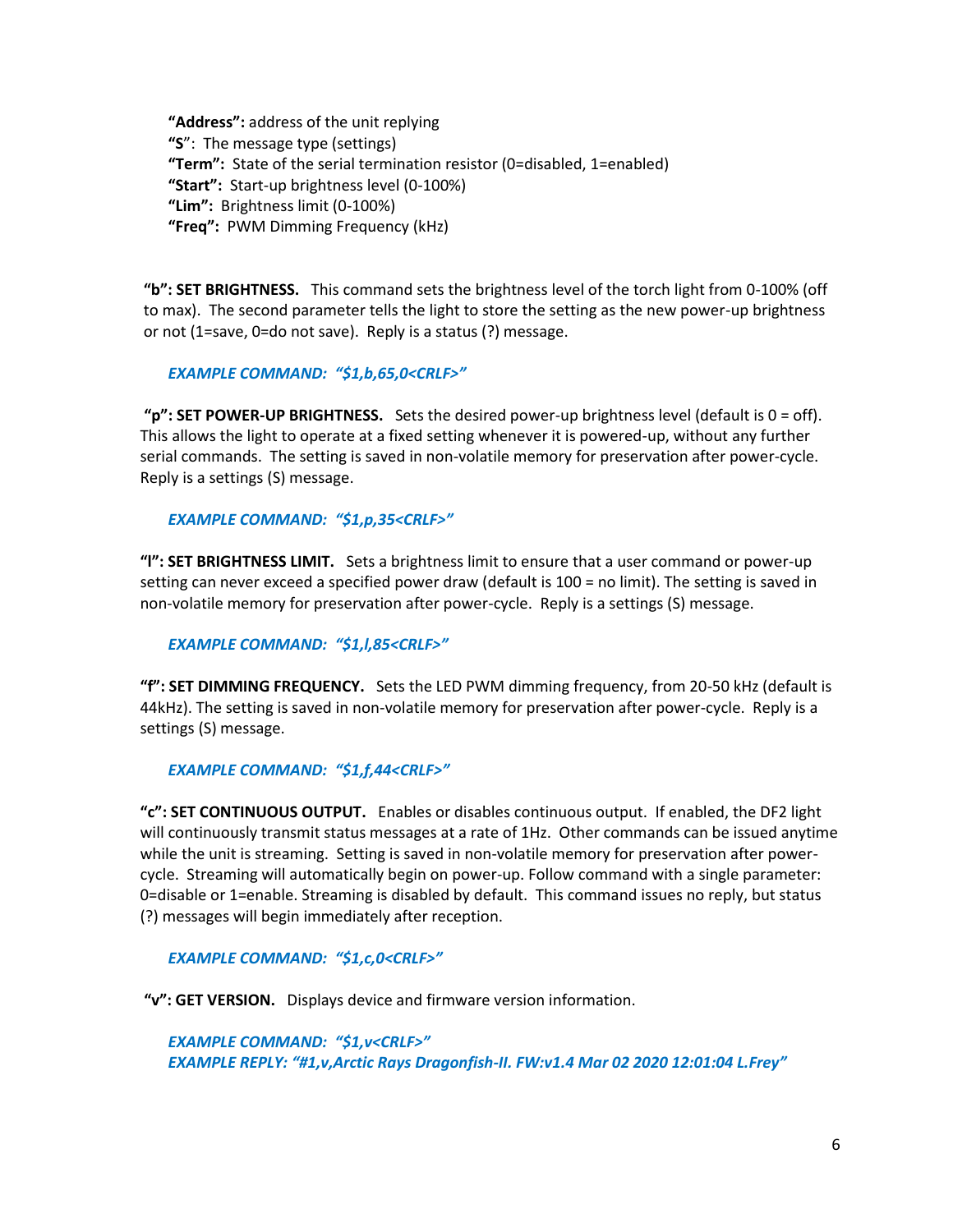**"Address":** address of the unit replying
**"S"**: The message type (settings)
**"Term":** State of the serial termination resistor (0=disabled, 1=enabled)
**"Start":** Start-up brightness level (0-100%)
**"Lim":** Brightness limit (0-100%)
**"Freq":** PWM Dimming Frequency (kHz)

**"b": SET BRIGHTNESS.** This command sets the brightness level of the torch light from 0-100% (off to max). The second parameter tells the light to store the setting as the new power-up brightness or not (1=save, 0=do not save). Reply is a status (?) message.

*EXAMPLE COMMAND: "$1,b,65,0<CRLF>"*

**"p": SET POWER-UP BRIGHTNESS.** Sets the desired power-up brightness level (default is 0 = off). This allows the light to operate at a fixed setting whenever it is powered-up, without any further serial commands. The setting is saved in non-volatile memory for preservation after power-cycle. Reply is a settings (S) message.

*EXAMPLE COMMAND: "$1,p,35<CRLF>"*

**"l": SET BRIGHTNESS LIMIT.** Sets a brightness limit to ensure that a user command or power-up setting can never exceed a specified power draw (default is 100 = no limit). The setting is saved in non-volatile memory for preservation after power-cycle. Reply is a settings (S) message.

*EXAMPLE COMMAND: "$1,l,85<CRLF>"*

**"f": SET DIMMING FREQUENCY.** Sets the LED PWM dimming frequency, from 20-50 kHz (default is 44kHz). The setting is saved in non-volatile memory for preservation after power-cycle. Reply is a settings (S) message.

*EXAMPLE COMMAND: "$1,f,44<CRLF>"*

**"c": SET CONTINUOUS OUTPUT.** Enables or disables continuous output. If enabled, the DF2 light will continuously transmit status messages at a rate of 1Hz. Other commands can be issued anytime while the unit is streaming. Setting is saved in non-volatile memory for preservation after power-cycle. Streaming will automatically begin on power-up. Follow command with a single parameter: 0=disable or 1=enable. Streaming is disabled by default. This command issues no reply, but status (?) messages will begin immediately after reception.

*EXAMPLE COMMAND: "$1,c,0<CRLF>"*

**"v": GET VERSION.** Displays device and firmware version information.

*EXAMPLE COMMAND: "$1,v<CRLF>"*
*EXAMPLE REPLY: "#1,v,Arctic Rays Dragonfish-II. FW:v1.4 Mar 02 2020 12:01:04 L.Frey"*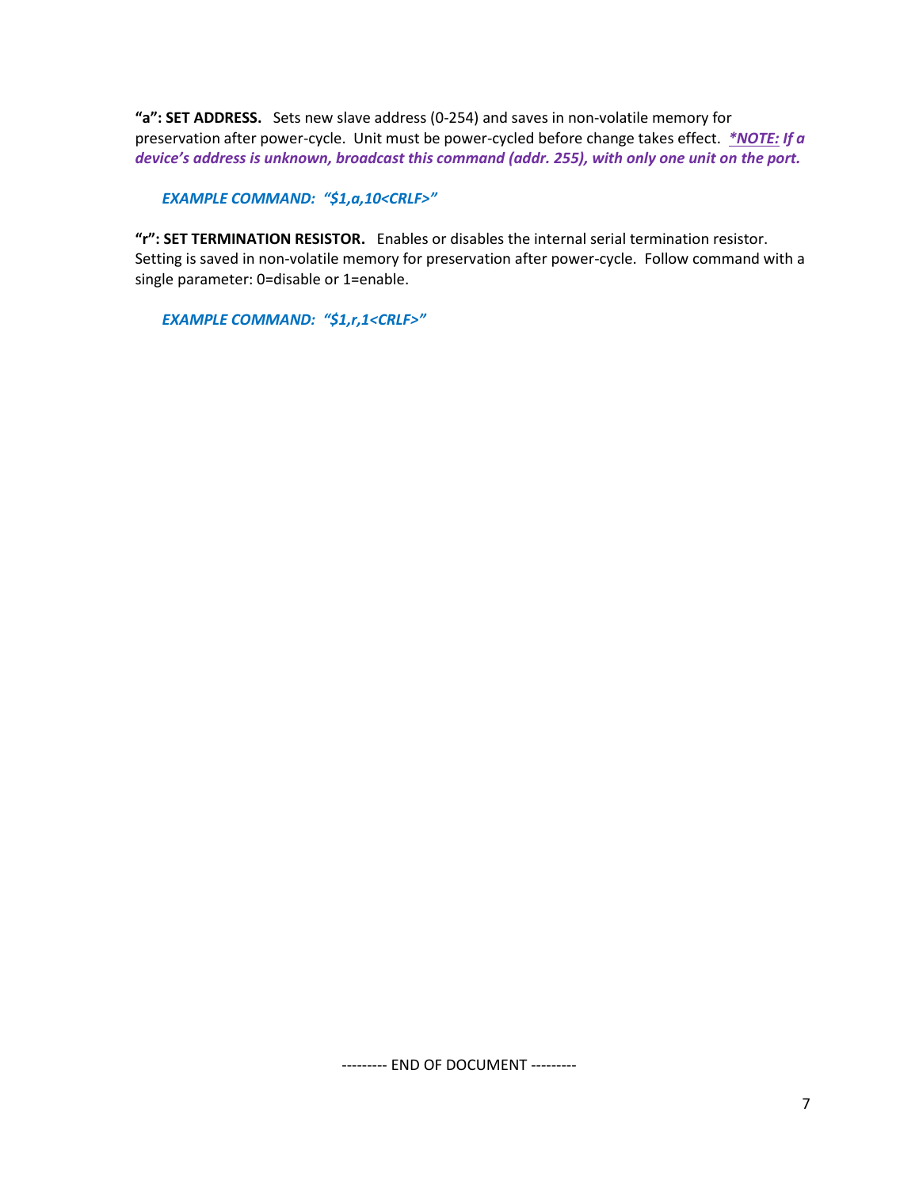**"a": SET ADDRESS.** Sets new slave address (0-254) and saves in non-volatile memory for preservation after power-cycle. Unit must be power-cycled before change takes effect. ***NOTE:* *If a device's address is unknown, broadcast this command (addr. 255), with only one unit on the port.***

***EXAMPLE COMMAND: "$1,a,10<CRLF>"***

**"r": SET TERMINATION RESISTOR.** Enables or disables the internal serial termination resistor. Setting is saved in non-volatile memory for preservation after power-cycle. Follow command with a single parameter: 0=disable or 1=enable.

***EXAMPLE COMMAND: "$1,r,1<CRLF>"***

--------- END OF DOCUMENT ---------